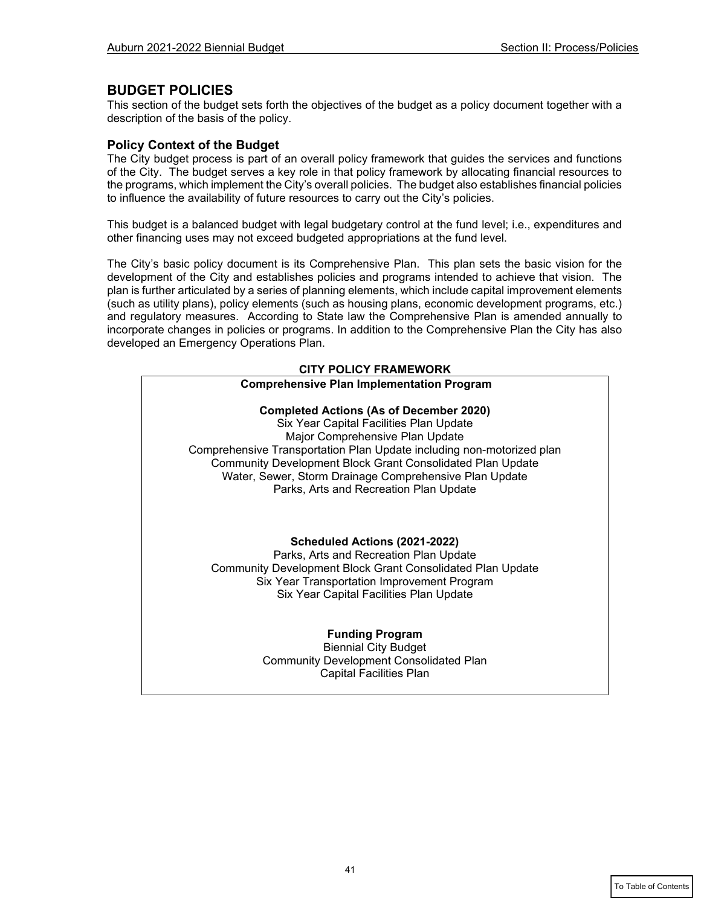## BUDGET POLICIES

This section of the budget sets forth the objectives of the budget as a policy document together with a description of the basis of the policy.

### Policy Context of the Budget

The City budget process is part of an overall policy framework that guides the services and functions of the City. The budget serves a key role in that policy framework by allocating financial resources to the programs, which implement the City's overall policies. The budget also establishes financial policies to influence the availability of future resources to carry out the City's policies.

This budget is a balanced budget with legal budgetary control at the fund level; i.e., expenditures and other financing uses may not exceed budgeted appropriations at the fund level.

The City's basic policy document is its Comprehensive Plan. This plan sets the basic vision for the development of the City and establishes policies and programs intended to achieve that vision. The plan is further articulated by a series of planning elements, which include capital improvement elements (such as utility plans), policy elements (such as housing plans, economic development programs, etc.) and regulatory measures. According to State law the Comprehensive Plan is amended annually to incorporate changes in policies or programs. In addition to the Comprehensive Plan the City has also developed an Emergency Operations Plan.

**CITY POLICY FRAMEWORK**

**Comprehensive Plan Implementation Program**

**Completed Actions (As of December 2020)**

Six Year Capital Facilities Plan Update
Major Comprehensive Plan Update
Comprehensive Transportation Plan Update including non-motorized plan
Community Development Block Grant Consolidated Plan Update
Water, Sewer, Storm Drainage Comprehensive Plan Update
Parks, Arts and Recreation Plan Update

**Scheduled Actions (2021-2022)**

Parks, Arts and Recreation Plan Update
Community Development Block Grant Consolidated Plan Update
Six Year Transportation Improvement Program
Six Year Capital Facilities Plan Update

**Funding Program**

Biennial City Budget
Community Development Consolidated Plan
Capital Facilities Plan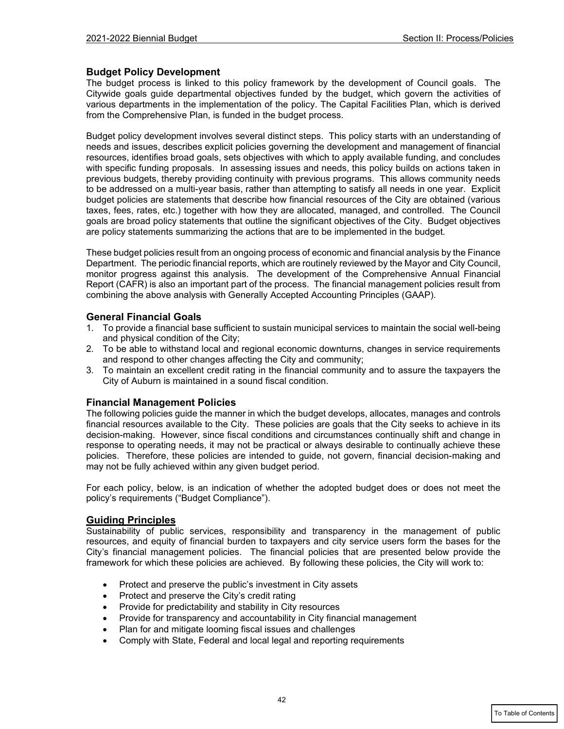## Budget Policy Development

The budget process is linked to this policy framework by the development of Council goals. The Citywide goals guide departmental objectives funded by the budget, which govern the activities of various departments in the implementation of the policy. The Capital Facilities Plan, which is derived from the Comprehensive Plan, is funded in the budget process.

Budget policy development involves several distinct steps. This policy starts with an understanding of needs and issues, describes explicit policies governing the development and management of financial resources, identifies broad goals, sets objectives with which to apply available funding, and concludes with specific funding proposals. In assessing issues and needs, this policy builds on actions taken in previous budgets, thereby providing continuity with previous programs. This allows community needs to be addressed on a multi-year basis, rather than attempting to satisfy all needs in one year. Explicit budget policies are statements that describe how financial resources of the City are obtained (various taxes, fees, rates, etc.) together with how they are allocated, managed, and controlled. The Council goals are broad policy statements that outline the significant objectives of the City. Budget objectives are policy statements summarizing the actions that are to be implemented in the budget.

These budget policies result from an ongoing process of economic and financial analysis by the Finance Department. The periodic financial reports, which are routinely reviewed by the Mayor and City Council, monitor progress against this analysis. The development of the Comprehensive Annual Financial Report (CAFR) is also an important part of the process. The financial management policies result from combining the above analysis with Generally Accepted Accounting Principles (GAAP).

## General Financial Goals

1. To provide a financial base sufficient to sustain municipal services to maintain the social well-being and physical condition of the City;
2. To be able to withstand local and regional economic downturns, changes in service requirements and respond to other changes affecting the City and community;
3. To maintain an excellent credit rating in the financial community and to assure the taxpayers the City of Auburn is maintained in a sound fiscal condition.

## Financial Management Policies

The following policies guide the manner in which the budget develops, allocates, manages and controls financial resources available to the City. These policies are goals that the City seeks to achieve in its decision-making. However, since fiscal conditions and circumstances continually shift and change in response to operating needs, it may not be practical or always desirable to continually achieve these policies. Therefore, these policies are intended to guide, not govern, financial decision-making and may not be fully achieved within any given budget period.

For each policy, below, is an indication of whether the adopted budget does or does not meet the policy's requirements ("Budget Compliance").

## Guiding Principles

Sustainability of public services, responsibility and transparency in the management of public resources, and equity of financial burden to taxpayers and city service users form the bases for the City's financial management policies. The financial policies that are presented below provide the framework for which these policies are achieved. By following these policies, the City will work to:

- Protect and preserve the public's investment in City assets
- Protect and preserve the City's credit rating
- Provide for predictability and stability in City resources
- Provide for transparency and accountability in City financial management
- Plan for and mitigate looming fiscal issues and challenges
- Comply with State, Federal and local legal and reporting requirements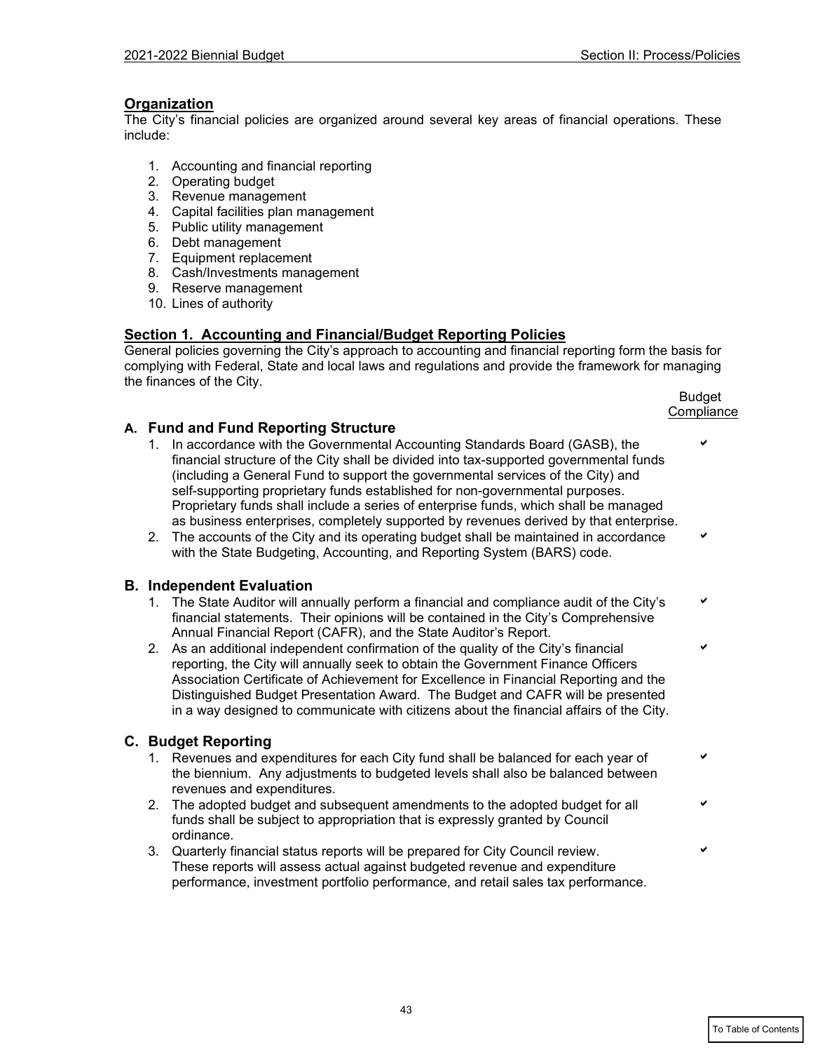## Organization

The City's financial policies are organized around several key areas of financial operations. These include:

1. Accounting and financial reporting
2. Operating budget
3. Revenue management
4. Capital facilities plan management
5. Public utility management
6. Debt management
7. Equipment replacement
8. Cash/Investments management
9. Reserve management
10. Lines of authority

## Section 1. Accounting and Financial/Budget Reporting Policies

General policies governing the City's approach to accounting and financial reporting form the basis for complying with Federal, State and local laws and regulations and provide the framework for managing the finances of the City.

| Policy | Budget Compliance |
| --- | --- |
| **A. Fund and Fund Reporting Structure** | |
| 1. In accordance with the Governmental Accounting Standards Board (GASB), the financial structure of the City shall be divided into tax-supported governmental funds (including a General Fund to support the governmental services of the City) and self-supporting proprietary funds established for non-governmental purposes. Proprietary funds shall include a series of enterprise funds, which shall be managed as business enterprises, completely supported by revenues derived by that enterprise. | ✔ |
| 2. The accounts of the City and its operating budget shall be maintained in accordance with the State Budgeting, Accounting, and Reporting System (BARS) code. | ✔ |
| **B. Independent Evaluation** | |
| 1. The State Auditor will annually perform a financial and compliance audit of the City's financial statements. Their opinions will be contained in the City's Comprehensive Annual Financial Report (CAFR), and the State Auditor's Report. | ✔ |
| 2. As an additional independent confirmation of the quality of the City's financial reporting, the City will annually seek to obtain the Government Finance Officers Association Certificate of Achievement for Excellence in Financial Reporting and the Distinguished Budget Presentation Award. The Budget and CAFR will be presented in a way designed to communicate with citizens about the financial affairs of the City. | ✔ |
| **C. Budget Reporting** | |
| 1. Revenues and expenditures for each City fund shall be balanced for each year of the biennium. Any adjustments to budgeted levels shall also be balanced between revenues and expenditures. | ✔ |
| 2. The adopted budget and subsequent amendments to the adopted budget for all funds shall be subject to appropriation that is expressly granted by Council ordinance. | ✔ |
| 3. Quarterly financial status reports will be prepared for City Council review. These reports will assess actual against budgeted revenue and expenditure performance, investment portfolio performance, and retail sales tax performance. | ✔ |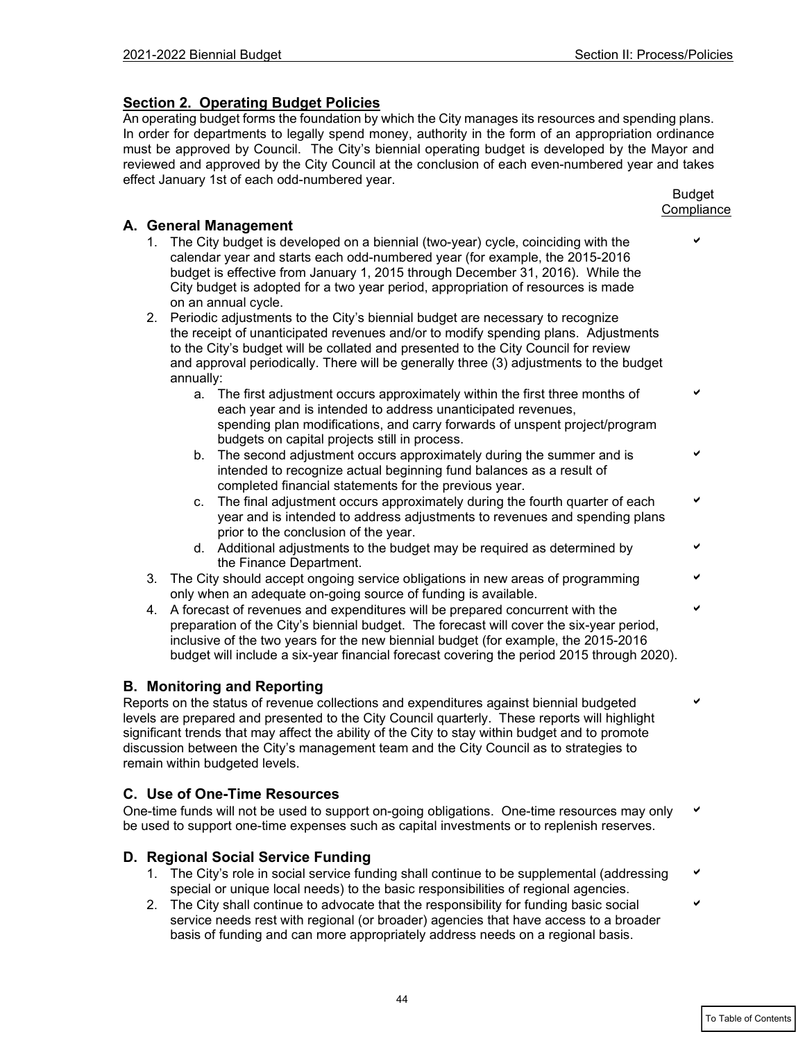## Section 2. Operating Budget Policies

An operating budget forms the foundation by which the City manages its resources and spending plans. In order for departments to legally spend money, authority in the form of an appropriation ordinance must be approved by Council. The City's biennial operating budget is developed by the Mayor and reviewed and approved by the City Council at the conclusion of each even-numbered year and takes effect January 1st of each odd-numbered year.

Budget Compliance

### A. General Management

1. The City budget is developed on a biennial (two-year) cycle, coinciding with the calendar year and starts each odd-numbered year (for example, the 2015-2016 budget is effective from January 1, 2015 through December 31, 2016). While the City budget is adopted for a two year period, appropriation of resources is made on an annual cycle. ✔
2. Periodic adjustments to the City's biennial budget are necessary to recognize the receipt of unanticipated revenues and/or to modify spending plans. Adjustments to the City's budget will be collated and presented to the City Council for review and approval periodically. There will be generally three (3) adjustments to the budget annually:
   a. The first adjustment occurs approximately within the first three months of each year and is intended to address unanticipated revenues, spending plan modifications, and carry forwards of unspent project/program budgets on capital projects still in process. ✔
   b. The second adjustment occurs approximately during the summer and is intended to recognize actual beginning fund balances as a result of completed financial statements for the previous year. ✔
   c. The final adjustment occurs approximately during the fourth quarter of each year and is intended to address adjustments to revenues and spending plans prior to the conclusion of the year. ✔
   d. Additional adjustments to the budget may be required as determined by the Finance Department. ✔
3. The City should accept ongoing service obligations in new areas of programming only when an adequate on-going source of funding is available. ✔
4. A forecast of revenues and expenditures will be prepared concurrent with the preparation of the City's biennial budget. The forecast will cover the six-year period, inclusive of the two years for the new biennial budget (for example, the 2015-2016 budget will include a six-year financial forecast covering the period 2015 through 2020). ✔

### B. Monitoring and Reporting

Reports on the status of revenue collections and expenditures against biennial budgeted levels are prepared and presented to the City Council quarterly. These reports will highlight significant trends that may affect the ability of the City to stay within budget and to promote discussion between the City's management team and the City Council as to strategies to remain within budgeted levels. ✔

### C. Use of One-Time Resources

One-time funds will not be used to support on-going obligations. One-time resources may only be used to support one-time expenses such as capital investments or to replenish reserves. ✔

### D. Regional Social Service Funding

1. The City's role in social service funding shall continue to be supplemental (addressing special or unique local needs) to the basic responsibilities of regional agencies. ✔
2. The City shall continue to advocate that the responsibility for funding basic social service needs rest with regional (or broader) agencies that have access to a broader basis of funding and can more appropriately address needs on a regional basis. ✔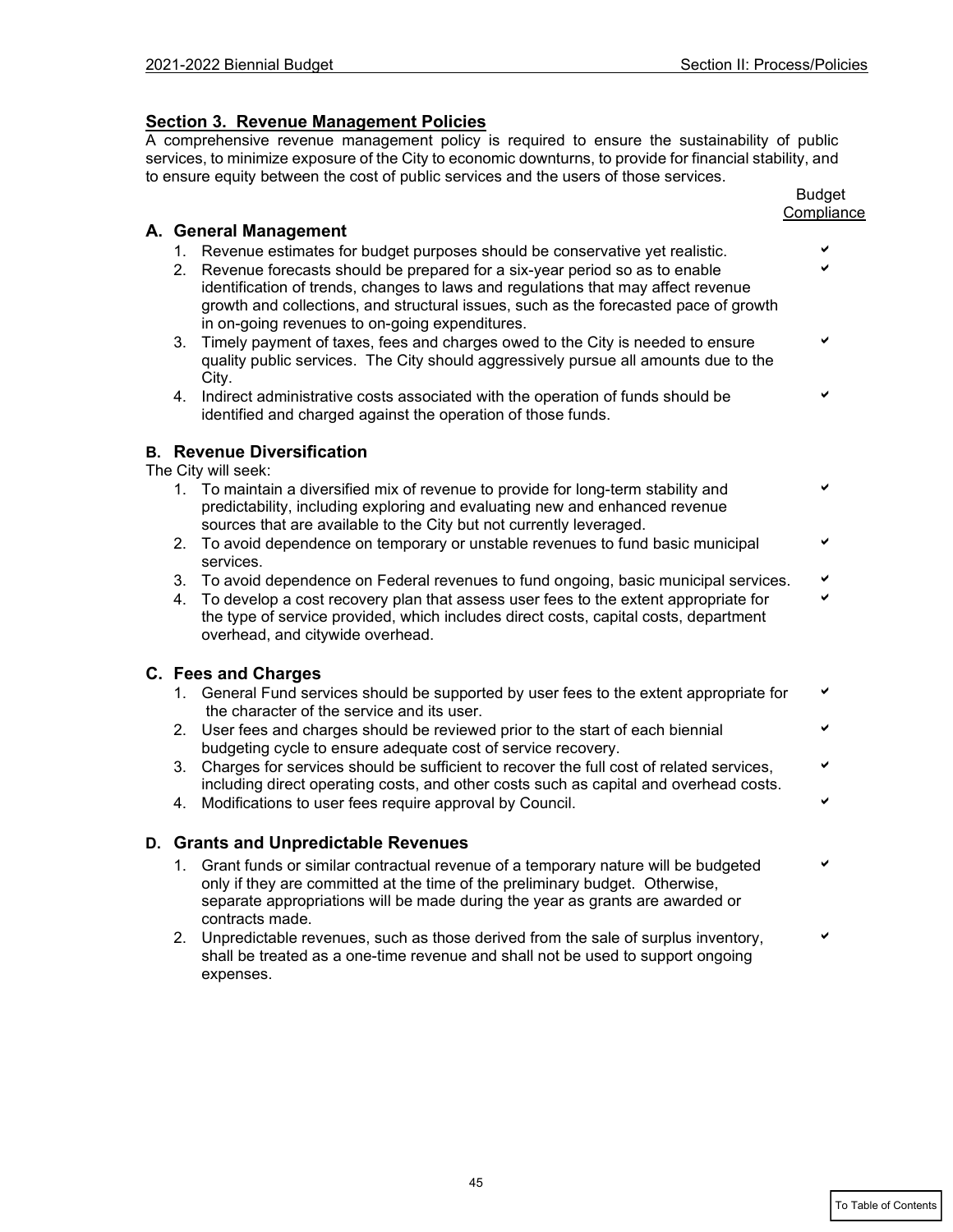## Section 3. Revenue Management Policies

A comprehensive revenue management policy is required to ensure the sustainability of public services, to minimize exposure of the City to economic downturns, to provide for financial stability, and to ensure equity between the cost of public services and the users of those services.

| | Budget Compliance |
|---|---|
| **A. General Management** | |
| 1. Revenue estimates for budget purposes should be conservative yet realistic. | ✔ |
| 2. Revenue forecasts should be prepared for a six-year period so as to enable identification of trends, changes to laws and regulations that may affect revenue growth and collections, and structural issues, such as the forecasted pace of growth in on-going revenues to on-going expenditures. | ✔ |
| 3. Timely payment of taxes, fees and charges owed to the City is needed to ensure quality public services. The City should aggressively pursue all amounts due to the City. | ✔ |
| 4. Indirect administrative costs associated with the operation of funds should be identified and charged against the operation of those funds. | ✔ |
| **B. Revenue Diversification** | |
| The City will seek: | |
| 1. To maintain a diversified mix of revenue to provide for long-term stability and predictability, including exploring and evaluating new and enhanced revenue sources that are available to the City but not currently leveraged. | ✔ |
| 2. To avoid dependence on temporary or unstable revenues to fund basic municipal services. | ✔ |
| 3. To avoid dependence on Federal revenues to fund ongoing, basic municipal services. | ✔ |
| 4. To develop a cost recovery plan that assess user fees to the extent appropriate for the type of service provided, which includes direct costs, capital costs, department overhead, and citywide overhead. | ✔ |
| **C. Fees and Charges** | |
| 1. General Fund services should be supported by user fees to the extent appropriate for the character of the service and its user. | ✔ |
| 2. User fees and charges should be reviewed prior to the start of each biennial budgeting cycle to ensure adequate cost of service recovery. | ✔ |
| 3. Charges for services should be sufficient to recover the full cost of related services, including direct operating costs, and other costs such as capital and overhead costs. | ✔ |
| 4. Modifications to user fees require approval by Council. | ✔ |
| **D. Grants and Unpredictable Revenues** | |
| 1. Grant funds or similar contractual revenue of a temporary nature will be budgeted only if they are committed at the time of the preliminary budget. Otherwise, separate appropriations will be made during the year as grants are awarded or contracts made. | ✔ |
| 2. Unpredictable revenues, such as those derived from the sale of surplus inventory, shall be treated as a one-time revenue and shall not be used to support ongoing expenses. | ✔ |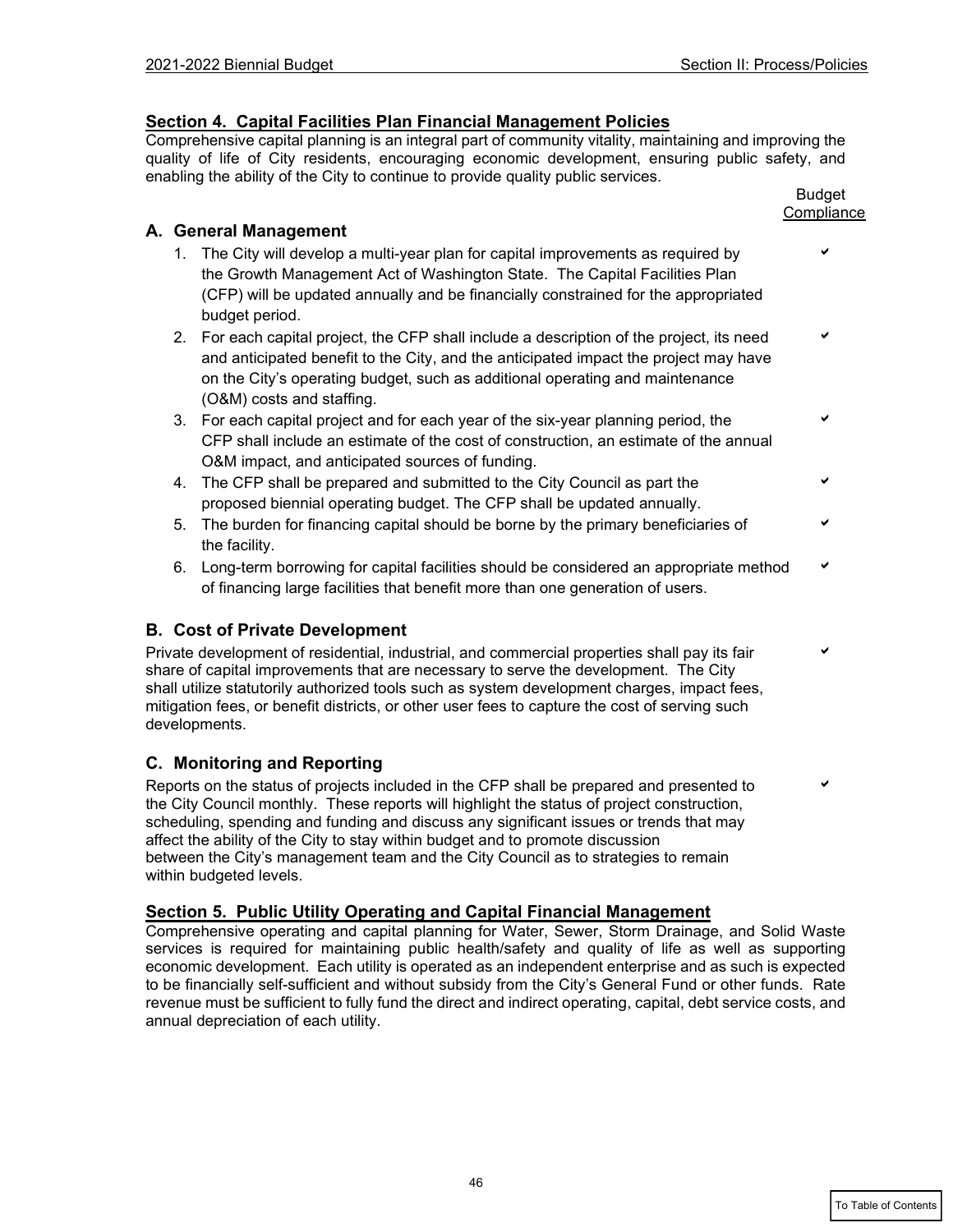## Section 4. Capital Facilities Plan Financial Management Policies

Comprehensive capital planning is an integral part of community vitality, maintaining and improving the quality of life of City residents, encouraging economic development, ensuring public safety, and enabling the ability of the City to continue to provide quality public services.

Budget Compliance

### A. General Management

1. The City will develop a multi-year plan for capital improvements as required by the Growth Management Act of Washington State. The Capital Facilities Plan (CFP) will be updated annually and be financially constrained for the appropriated budget period. ✔
2. For each capital project, the CFP shall include a description of the project, its need and anticipated benefit to the City, and the anticipated impact the project may have on the City's operating budget, such as additional operating and maintenance (O&M) costs and staffing. ✔
3. For each capital project and for each year of the six-year planning period, the CFP shall include an estimate of the cost of construction, an estimate of the annual O&M impact, and anticipated sources of funding. ✔
4. The CFP shall be prepared and submitted to the City Council as part the proposed biennial operating budget. The CFP shall be updated annually. ✔
5. The burden for financing capital should be borne by the primary beneficiaries of the facility. ✔
6. Long-term borrowing for capital facilities should be considered an appropriate method of financing large facilities that benefit more than one generation of users. ✔

### B. Cost of Private Development

Private development of residential, industrial, and commercial properties shall pay its fair share of capital improvements that are necessary to serve the development. The City shall utilize statutorily authorized tools such as system development charges, impact fees, mitigation fees, or benefit districts, or other user fees to capture the cost of serving such developments. ✔

### C. Monitoring and Reporting

Reports on the status of projects included in the CFP shall be prepared and presented to the City Council monthly. These reports will highlight the status of project construction, scheduling, spending and funding and discuss any significant issues or trends that may affect the ability of the City to stay within budget and to promote discussion between the City's management team and the City Council as to strategies to remain within budgeted levels. ✔

## Section 5. Public Utility Operating and Capital Financial Management

Comprehensive operating and capital planning for Water, Sewer, Storm Drainage, and Solid Waste services is required for maintaining public health/safety and quality of life as well as supporting economic development. Each utility is operated as an independent enterprise and as such is expected to be financially self-sufficient and without subsidy from the City's General Fund or other funds. Rate revenue must be sufficient to fully fund the direct and indirect operating, capital, debt service costs, and annual depreciation of each utility.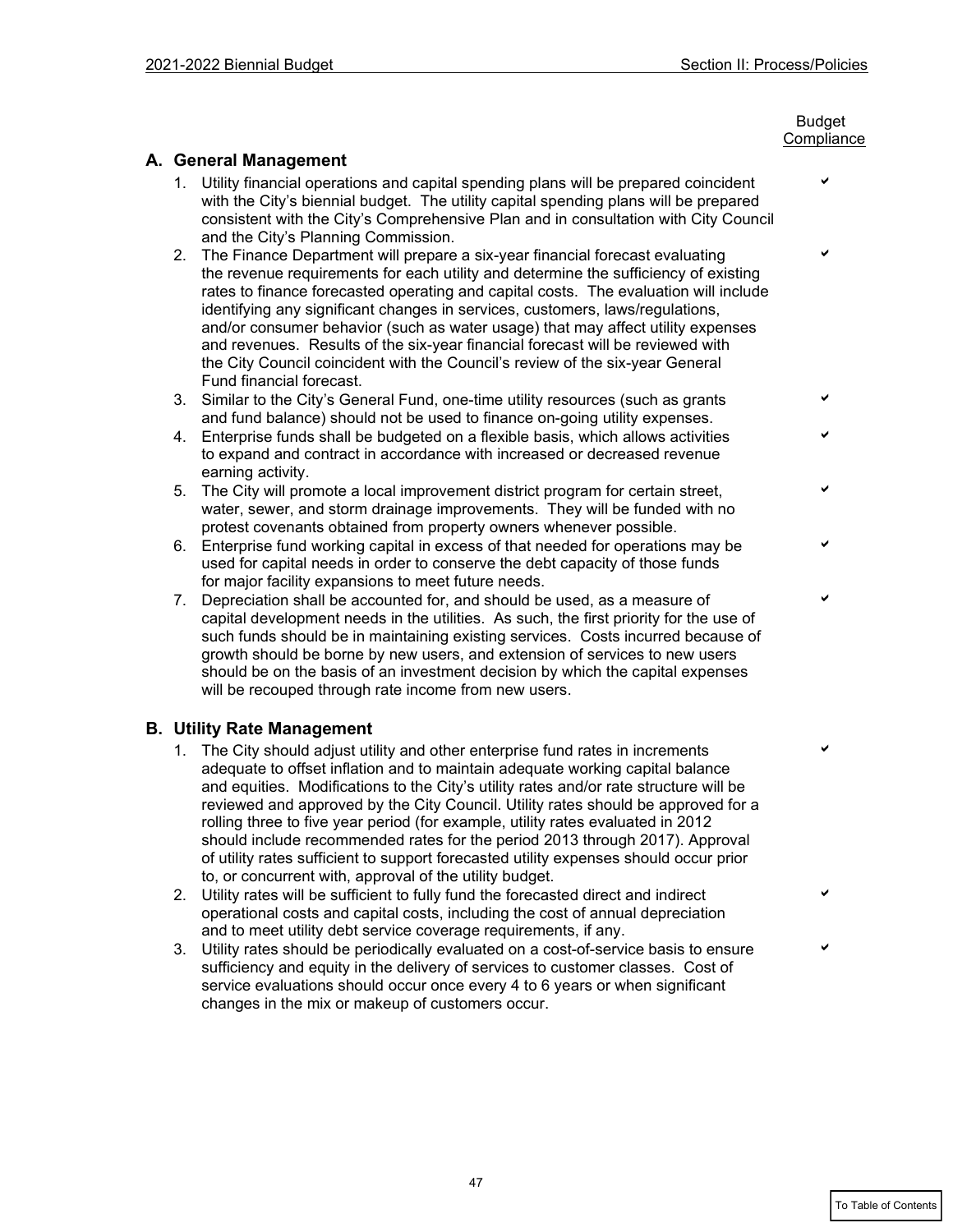Budget Compliance

## A. General Management

1. Utility financial operations and capital spending plans will be prepared coincident with the City's biennial budget. The utility capital spending plans will be prepared consistent with the City's Comprehensive Plan and in consultation with City Council and the City's Planning Commission. ✔
2. The Finance Department will prepare a six-year financial forecast evaluating the revenue requirements for each utility and determine the sufficiency of existing rates to finance forecasted operating and capital costs. The evaluation will include identifying any significant changes in services, customers, laws/regulations, and/or consumer behavior (such as water usage) that may affect utility expenses and revenues. Results of the six-year financial forecast will be reviewed with the City Council coincident with the Council's review of the six-year General Fund financial forecast. ✔
3. Similar to the City's General Fund, one-time utility resources (such as grants and fund balance) should not be used to finance on-going utility expenses. ✔
4. Enterprise funds shall be budgeted on a flexible basis, which allows activities to expand and contract in accordance with increased or decreased revenue earning activity. ✔
5. The City will promote a local improvement district program for certain street, water, sewer, and storm drainage improvements. They will be funded with no protest covenants obtained from property owners whenever possible. ✔
6. Enterprise fund working capital in excess of that needed for operations may be used for capital needs in order to conserve the debt capacity of those funds for major facility expansions to meet future needs. ✔
7. Depreciation shall be accounted for, and should be used, as a measure of capital development needs in the utilities. As such, the first priority for the use of such funds should be in maintaining existing services. Costs incurred because of growth should be borne by new users, and extension of services to new users should be on the basis of an investment decision by which the capital expenses will be recouped through rate income from new users. ✔

## B. Utility Rate Management

1. The City should adjust utility and other enterprise fund rates in increments adequate to offset inflation and to maintain adequate working capital balance and equities. Modifications to the City's utility rates and/or rate structure will be reviewed and approved by the City Council. Utility rates should be approved for a rolling three to five year period (for example, utility rates evaluated in 2012 should include recommended rates for the period 2013 through 2017). Approval of utility rates sufficient to support forecasted utility expenses should occur prior to, or concurrent with, approval of the utility budget. ✔
2. Utility rates will be sufficient to fully fund the forecasted direct and indirect operational costs and capital costs, including the cost of annual depreciation and to meet utility debt service coverage requirements, if any. ✔
3. Utility rates should be periodically evaluated on a cost-of-service basis to ensure sufficiency and equity in the delivery of services to customer classes. Cost of service evaluations should occur once every 4 to 6 years or when significant changes in the mix or makeup of customers occur. ✔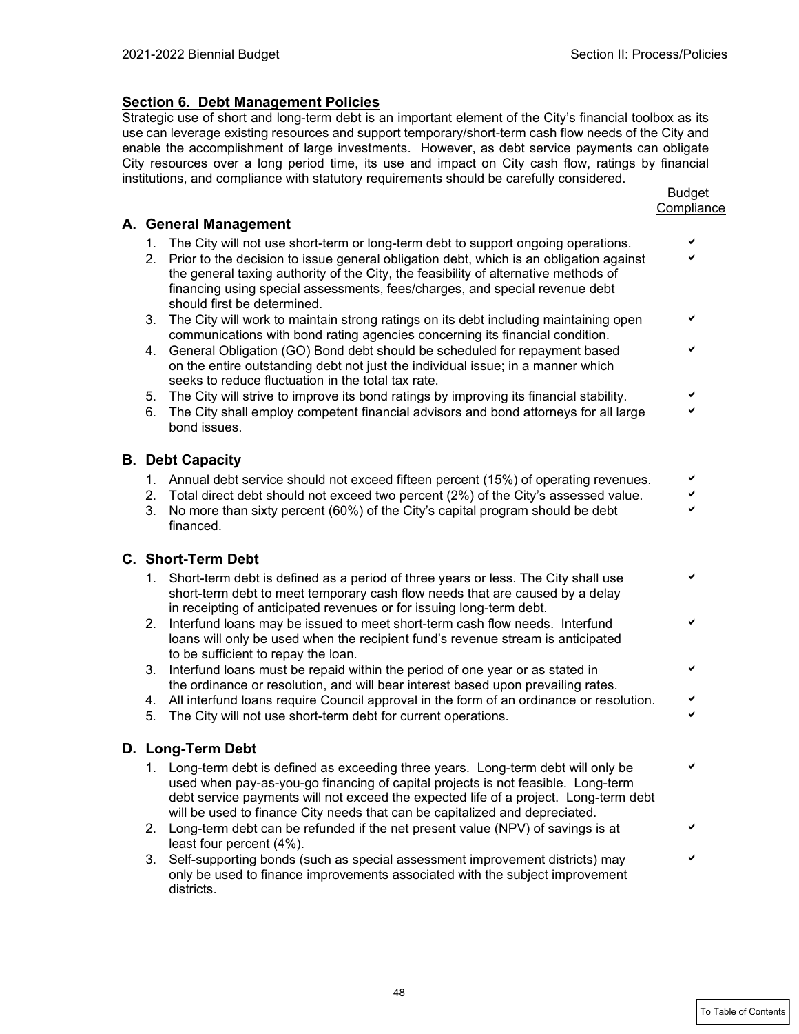## Section 6. Debt Management Policies

Strategic use of short and long-term debt is an important element of the City's financial toolbox as its use can leverage existing resources and support temporary/short-term cash flow needs of the City and enable the accomplishment of large investments. However, as debt service payments can obligate City resources over a long period time, its use and impact on City cash flow, ratings by financial institutions, and compliance with statutory requirements should be carefully considered.

| Policy | Budget Compliance |
|---|---|
| **A. General Management** | |
| 1. The City will not use short-term or long-term debt to support ongoing operations. | ✔ |
| 2. Prior to the decision to issue general obligation debt, which is an obligation against the general taxing authority of the City, the feasibility of alternative methods of financing using special assessments, fees/charges, and special revenue debt should first be determined. | ✔ |
| 3. The City will work to maintain strong ratings on its debt including maintaining open communications with bond rating agencies concerning its financial condition. | ✔ |
| 4. General Obligation (GO) Bond debt should be scheduled for repayment based on the entire outstanding debt not just the individual issue; in a manner which seeks to reduce fluctuation in the total tax rate. | ✔ |
| 5. The City will strive to improve its bond ratings by improving its financial stability. | ✔ |
| 6. The City shall employ competent financial advisors and bond attorneys for all large bond issues. | ✔ |
| **B. Debt Capacity** | |
| 1. Annual debt service should not exceed fifteen percent (15%) of operating revenues. | ✔ |
| 2. Total direct debt should not exceed two percent (2%) of the City's assessed value. | ✔ |
| 3. No more than sixty percent (60%) of the City's capital program should be debt financed. | ✔ |
| **C. Short-Term Debt** | |
| 1. Short-term debt is defined as a period of three years or less. The City shall use short-term debt to meet temporary cash flow needs that are caused by a delay in receipting of anticipated revenues or for issuing long-term debt. | ✔ |
| 2. Interfund loans may be issued to meet short-term cash flow needs. Interfund loans will only be used when the recipient fund's revenue stream is anticipated to be sufficient to repay the loan. | ✔ |
| 3. Interfund loans must be repaid within the period of one year or as stated in the ordinance or resolution, and will bear interest based upon prevailing rates. | ✔ |
| 4. All interfund loans require Council approval in the form of an ordinance or resolution. | ✔ |
| 5. The City will not use short-term debt for current operations. | ✔ |
| **D. Long-Term Debt** | |
| 1. Long-term debt is defined as exceeding three years. Long-term debt will only be used when pay-as-you-go financing of capital projects is not feasible. Long-term debt service payments will not exceed the expected life of a project. Long-term debt will be used to finance City needs that can be capitalized and depreciated. | ✔ |
| 2. Long-term debt can be refunded if the net present value (NPV) of savings is at least four percent (4%). | ✔ |
| 3. Self-supporting bonds (such as special assessment improvement districts) may only be used to finance improvements associated with the subject improvement districts. | ✔ |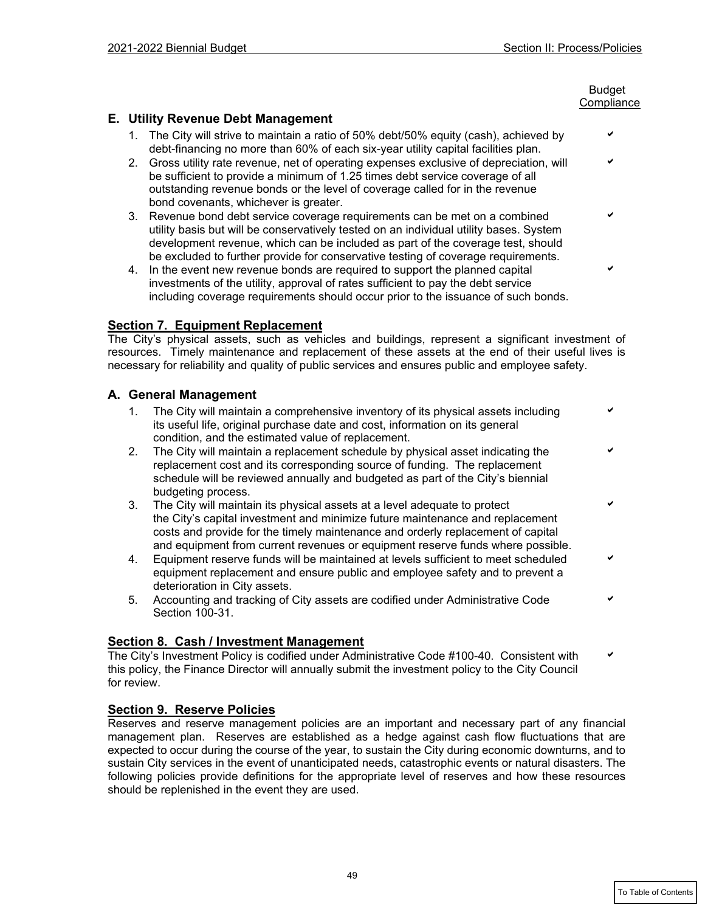Budget Compliance

### E. Utility Revenue Debt Management

1. The City will strive to maintain a ratio of 50% debt/50% equity (cash), achieved by debt-financing no more than 60% of each six-year utility capital facilities plan. ✔
2. Gross utility rate revenue, net of operating expenses exclusive of depreciation, will be sufficient to provide a minimum of 1.25 times debt service coverage of all outstanding revenue bonds or the level of coverage called for in the revenue bond covenants, whichever is greater. ✔
3. Revenue bond debt service coverage requirements can be met on a combined utility basis but will be conservatively tested on an individual utility bases. System development revenue, which can be included as part of the coverage test, should be excluded to further provide for conservative testing of coverage requirements. ✔
4. In the event new revenue bonds are required to support the planned capital investments of the utility, approval of rates sufficient to pay the debt service including coverage requirements should occur prior to the issuance of such bonds. ✔

## Section 7. Equipment Replacement

The City's physical assets, such as vehicles and buildings, represent a significant investment of resources. Timely maintenance and replacement of these assets at the end of their useful lives is necessary for reliability and quality of public services and ensures public and employee safety.

### A. General Management

1. The City will maintain a comprehensive inventory of its physical assets including its useful life, original purchase date and cost, information on its general condition, and the estimated value of replacement. ✔
2. The City will maintain a replacement schedule by physical asset indicating the replacement cost and its corresponding source of funding. The replacement schedule will be reviewed annually and budgeted as part of the City's biennial budgeting process. ✔
3. The City will maintain its physical assets at a level adequate to protect the City's capital investment and minimize future maintenance and replacement costs and provide for the timely maintenance and orderly replacement of capital and equipment from current revenues or equipment reserve funds where possible. ✔
4. Equipment reserve funds will be maintained at levels sufficient to meet scheduled equipment replacement and ensure public and employee safety and to prevent a deterioration in City assets. ✔
5. Accounting and tracking of City assets are codified under Administrative Code Section 100-31. ✔

## Section 8. Cash / Investment Management

The City's Investment Policy is codified under Administrative Code #100-40. Consistent with this policy, the Finance Director will annually submit the investment policy to the City Council for review. ✔

## Section 9. Reserve Policies

Reserves and reserve management policies are an important and necessary part of any financial management plan. Reserves are established as a hedge against cash flow fluctuations that are expected to occur during the course of the year, to sustain the City during economic downturns, and to sustain City services in the event of unanticipated needs, catastrophic events or natural disasters. The following policies provide definitions for the appropriate level of reserves and how these resources should be replenished in the event they are used.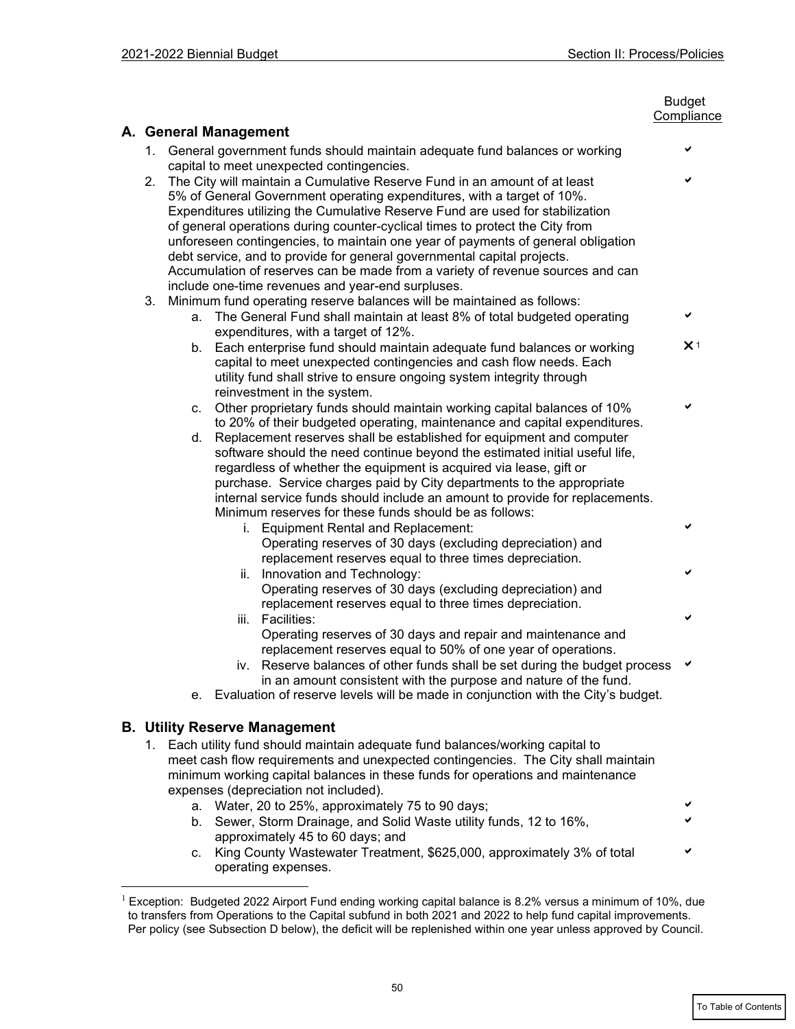Budget Compliance

## A. General Management

1. General government funds should maintain adequate fund balances or working capital to meet unexpected contingencies. ✔
2. The City will maintain a Cumulative Reserve Fund in an amount of at least 5% of General Government operating expenditures, with a target of 10%. Expenditures utilizing the Cumulative Reserve Fund are used for stabilization of general operations during counter-cyclical times to protect the City from unforeseen contingencies, to maintain one year of payments of general obligation debt service, and to provide for general governmental capital projects. Accumulation of reserves can be made from a variety of revenue sources and can include one-time revenues and year-end surpluses. ✔
3. Minimum fund operating reserve balances will be maintained as follows:
   a. The General Fund shall maintain at least 8% of total budgeted operating expenditures, with a target of 12%. ✔
   b. Each enterprise fund should maintain adequate fund balances or working capital to meet unexpected contingencies and cash flow needs. Each utility fund shall strive to ensure ongoing system integrity through reinvestment in the system. ✘[1]
   c. Other proprietary funds should maintain working capital balances of 10% to 20% of their budgeted operating, maintenance and capital expenditures. ✔
   d. Replacement reserves shall be established for equipment and computer software should the need continue beyond the estimated initial useful life, regardless of whether the equipment is acquired via lease, gift or purchase. Service charges paid by City departments to the appropriate internal service funds should include an amount to provide for replacements. Minimum reserves for these funds should be as follows:
      i. Equipment Rental and Replacement: Operating reserves of 30 days (excluding depreciation) and replacement reserves equal to three times depreciation. ✔
      ii. Innovation and Technology: Operating reserves of 30 days (excluding depreciation) and replacement reserves equal to three times depreciation. ✔
      iii. Facilities: Operating reserves of 30 days and repair and maintenance and replacement reserves equal to 50% of one year of operations. ✔
      iv. Reserve balances of other funds shall be set during the budget process in an amount consistent with the purpose and nature of the fund. ✔
   e. Evaluation of reserve levels will be made in conjunction with the City's budget.

## B. Utility Reserve Management

1. Each utility fund should maintain adequate fund balances/working capital to meet cash flow requirements and unexpected contingencies. The City shall maintain minimum working capital balances in these funds for operations and maintenance expenses (depreciation not included).
   a. Water, 20 to 25%, approximately 75 to 90 days; ✔
   b. Sewer, Storm Drainage, and Solid Waste utility funds, 12 to 16%, approximately 45 to 60 days; and ✔
   c. King County Wastewater Treatment, $625,000, approximately 3% of total operating expenses. ✔

---

[1] Exception: Budgeted 2022 Airport Fund ending working capital balance is 8.2% versus a minimum of 10%, due to transfers from Operations to the Capital subfund in both 2021 and 2022 to help fund capital improvements. Per policy (see Subsection D below), the deficit will be replenished within one year unless approved by Council.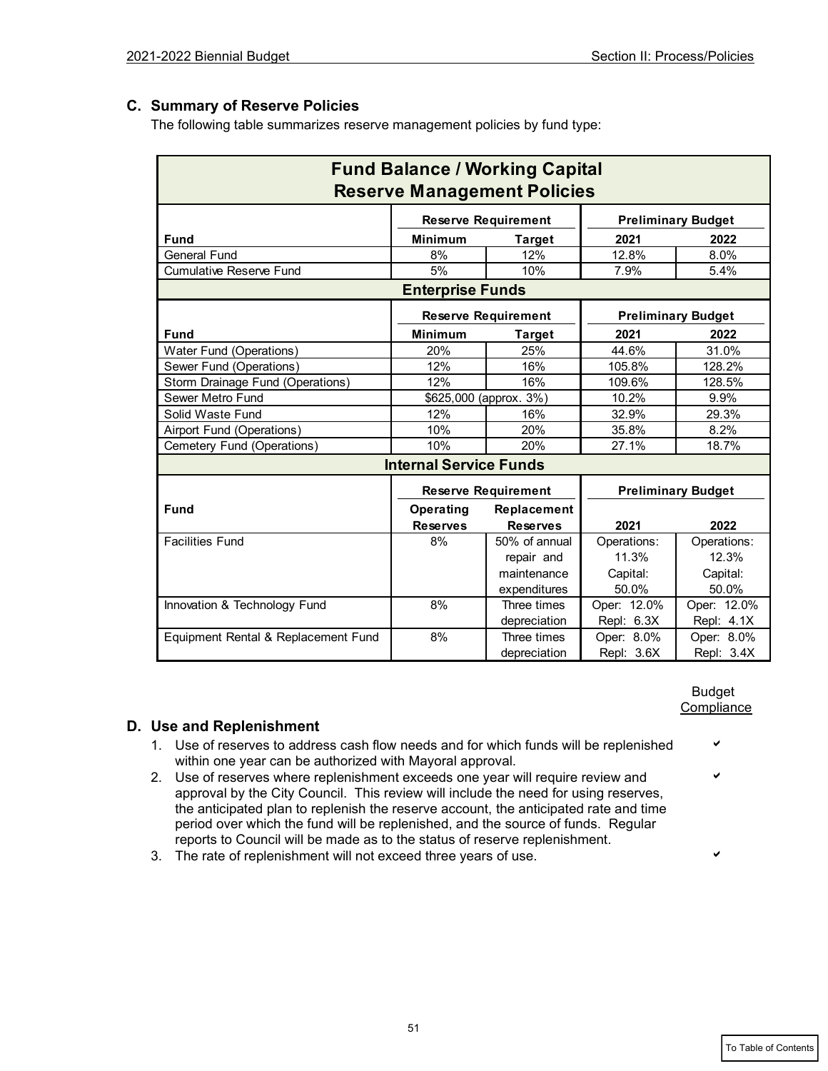## C. Summary of Reserve Policies

The following table summarizes reserve management policies by fund type:

| Fund Balance / Working Capital Reserve Management Policies | | | | |
|---|---|---|---|---|
| | Reserve Requirement | | Preliminary Budget | |
| **Fund** | **Minimum** | **Target** | **2021** | **2022** |
| General Fund | 8% | 12% | 12.8% | 8.0% |
| Cumulative Reserve Fund | 5% | 10% | 7.9% | 5.4% |
| **Enterprise Funds** | | | | |
| | Reserve Requirement | | Preliminary Budget | |
| **Fund** | **Minimum** | **Target** | **2021** | **2022** |
| Water Fund (Operations) | 20% | 25% | 44.6% | 31.0% |
| Sewer Fund (Operations) | 12% | 16% | 105.8% | 128.2% |
| Storm Drainage Fund (Operations) | 12% | 16% | 109.6% | 128.5% |
| Sewer Metro Fund | $625,000 (approx. 3%) | | 10.2% | 9.9% |
| Solid Waste Fund | 12% | 16% | 32.9% | 29.3% |
| Airport Fund (Operations) | 10% | 20% | 35.8% | 8.2% |
| Cemetery Fund (Operations) | 10% | 20% | 27.1% | 18.7% |
| **Internal Service Funds** | | | | |
| | Reserve Requirement | | Preliminary Budget | |
| **Fund** | **Operating Reserves** | **Replacement Reserves** | **2021** | **2022** |
| Facilities Fund | 8% | 50% of annual repair and maintenance expenditures | Operations: 11.3% Capital: 50.0% | Operations: 12.3% Capital: 50.0% |
| Innovation & Technology Fund | 8% | Three times depreciation | Oper: 12.0% Repl: 6.3X | Oper: 12.0% Repl: 4.1X |
| Equipment Rental & Replacement Fund | 8% | Three times depreciation | Oper: 8.0% Repl: 3.6X | Oper: 8.0% Repl: 3.4X |

## D. Use and Replenishment

| | Budget Compliance |
|---|---|
| 1. Use of reserves to address cash flow needs and for which funds will be replenished within one year can be authorized with Mayoral approval. | ✔ |
| 2. Use of reserves where replenishment exceeds one year will require review and approval by the City Council. This review will include the need for using reserves, the anticipated plan to replenish the reserve account, the anticipated rate and time period over which the fund will be replenished, and the source of funds. Regular reports to Council will be made as to the status of reserve replenishment. | ✔ |
| 3. The rate of replenishment will not exceed three years of use. | ✔ |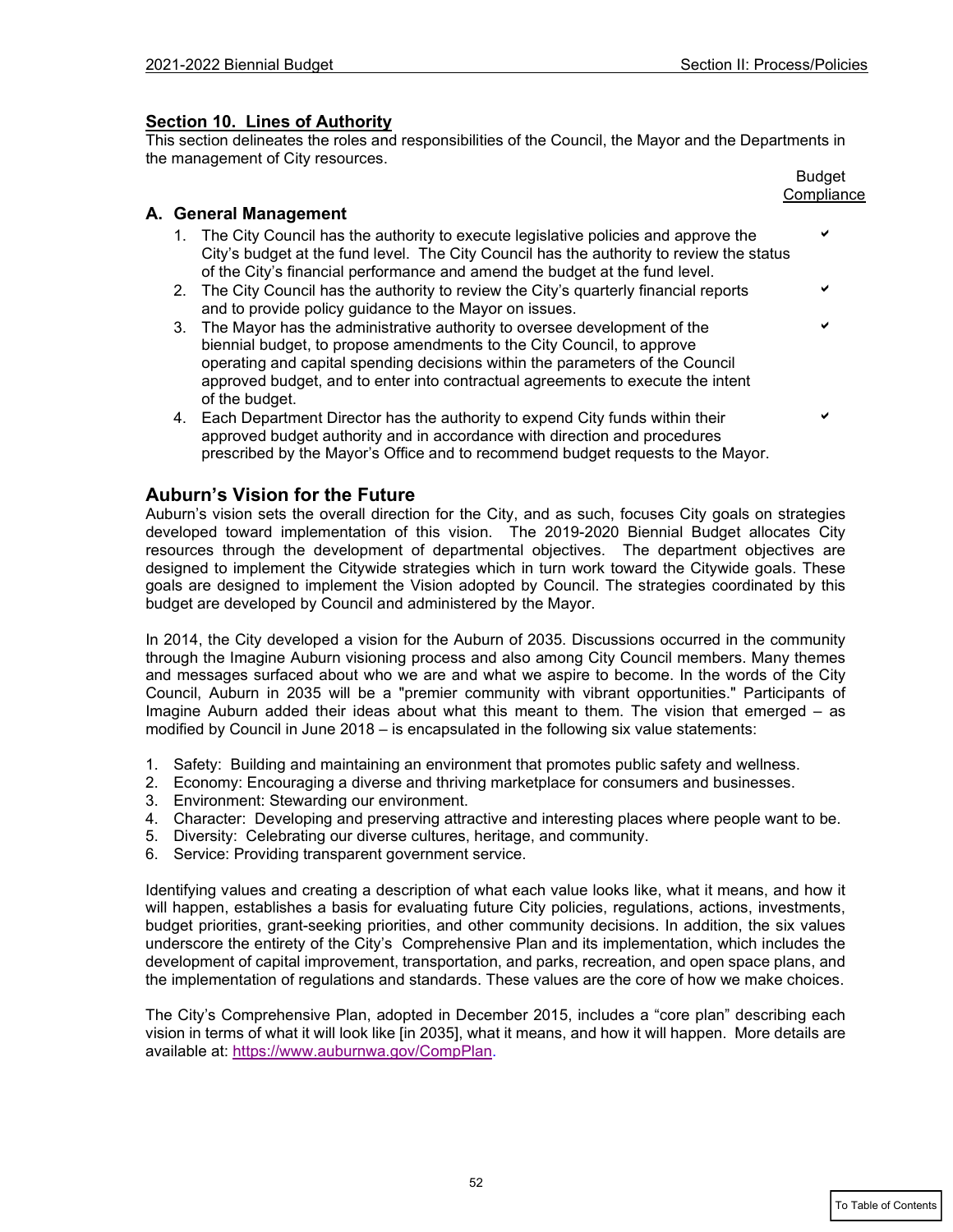## Section 10. Lines of Authority

This section delineates the roles and responsibilities of the Council, the Mayor and the Departments in the management of City resources.

| | Budget Compliance |
|---|---|
| **A. General Management** | |
| 1. The City Council has the authority to execute legislative policies and approve the City's budget at the fund level. The City Council has the authority to review the status of the City's financial performance and amend the budget at the fund level. | ✔ |
| 2. The City Council has the authority to review the City's quarterly financial reports and to provide policy guidance to the Mayor on issues. | ✔ |
| 3. The Mayor has the administrative authority to oversee development of the biennial budget, to propose amendments to the City Council, to approve operating and capital spending decisions within the parameters of the Council approved budget, and to enter into contractual agreements to execute the intent of the budget. | ✔ |
| 4. Each Department Director has the authority to expend City funds within their approved budget authority and in accordance with direction and procedures prescribed by the Mayor's Office and to recommend budget requests to the Mayor. | ✔ |

## Auburn's Vision for the Future

Auburn's vision sets the overall direction for the City, and as such, focuses City goals on strategies developed toward implementation of this vision. The 2019-2020 Biennial Budget allocates City resources through the development of departmental objectives. The department objectives are designed to implement the Citywide strategies which in turn work toward the Citywide goals. These goals are designed to implement the Vision adopted by Council. The strategies coordinated by this budget are developed by Council and administered by the Mayor.

In 2014, the City developed a vision for the Auburn of 2035. Discussions occurred in the community through the Imagine Auburn visioning process and also among City Council members. Many themes and messages surfaced about who we are and what we aspire to become. In the words of the City Council, Auburn in 2035 will be a "premier community with vibrant opportunities." Participants of Imagine Auburn added their ideas about what this meant to them. The vision that emerged – as modified by Council in June 2018 – is encapsulated in the following six value statements:

1. Safety: Building and maintaining an environment that promotes public safety and wellness.
2. Economy: Encouraging a diverse and thriving marketplace for consumers and businesses.
3. Environment: Stewarding our environment.
4. Character: Developing and preserving attractive and interesting places where people want to be.
5. Diversity: Celebrating our diverse cultures, heritage, and community.
6. Service: Providing transparent government service.

Identifying values and creating a description of what each value looks like, what it means, and how it will happen, establishes a basis for evaluating future City policies, regulations, actions, investments, budget priorities, grant-seeking priorities, and other community decisions. In addition, the six values underscore the entirety of the City's Comprehensive Plan and its implementation, which includes the development of capital improvement, transportation, and parks, recreation, and open space plans, and the implementation of regulations and standards. These values are the core of how we make choices.

The City's Comprehensive Plan, adopted in December 2015, includes a "core plan" describing each vision in terms of what it will look like [in 2035], what it means, and how it will happen. More details are available at: https://www.auburnwa.gov/CompPlan.